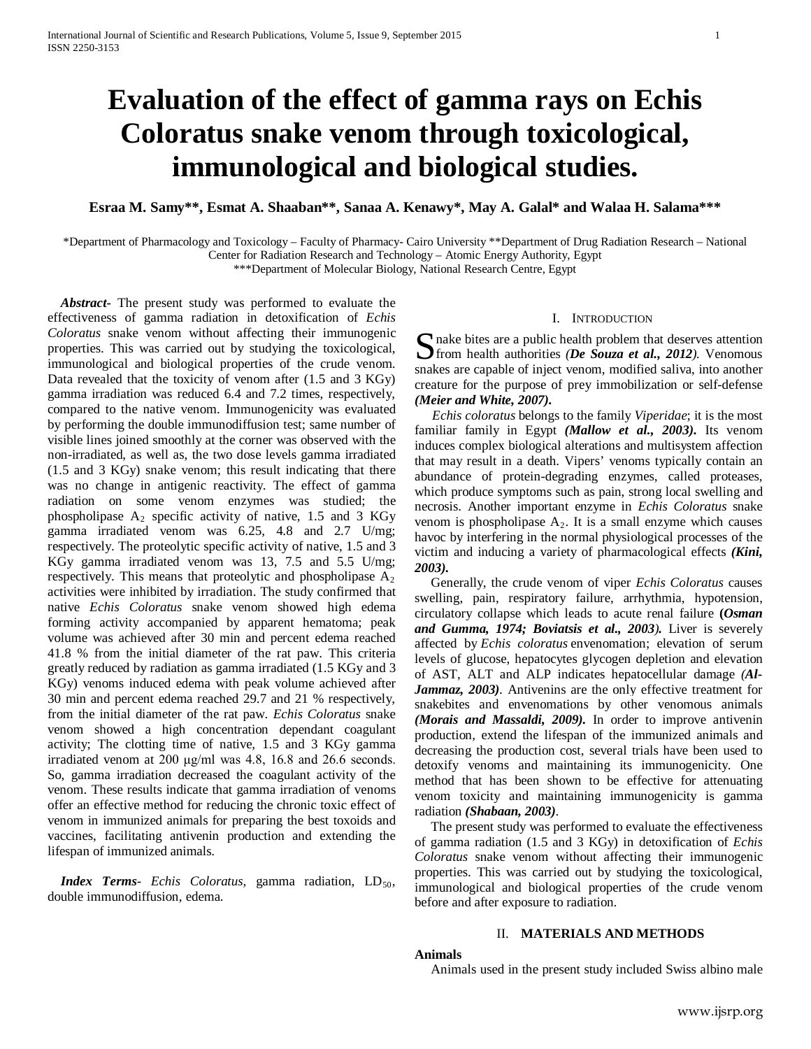# Evaluation of the effect of gamma rays on Echis Coloratus snake venom through toxicological, immunological and biological studies.

**Esraa M. Samy\*\*, Esmat A. Shaaban\*\*, Sanaa A. Kenawy\*, May A. Galal\* and Walaa H. Salama\*\*\***

\*Department of Pharmacology and Toxicology – Faculty of Pharmacy- Cairo University \*\*Department of Drug Radiation Research – National Center for Radiation Research and Technology – Atomic Energy Authority, Egypt
\*\*\*Department of Molecular Biology, National Research Centre, Egypt

***Abstract***- The present study was performed to evaluate the effectiveness of gamma radiation in detoxification of *Echis Coloratus* snake venom without affecting their immunogenic properties. This was carried out by studying the toxicological, immunological and biological properties of the crude venom. Data revealed that the toxicity of venom after (1.5 and 3 KGy) gamma irradiation was reduced 6.4 and 7.2 times, respectively, compared to the native venom. Immunogenicity was evaluated by performing the double immunodiffusion test; same number of visible lines joined smoothly at the corner was observed with the non-irradiated, as well as, the two dose levels gamma irradiated (1.5 and 3 KGy) snake venom; this result indicating that there was no change in antigenic reactivity. The effect of gamma radiation on some venom enzymes was studied; the phospholipase $A_2$ specific activity of native, 1.5 and 3 KGy gamma irradiated venom was 6.25, 4.8 and 2.7 U/mg; respectively. The proteolytic specific activity of native, 1.5 and 3 KGy gamma irradiated venom was 13, 7.5 and 5.5 U/mg; respectively. This means that proteolytic and phospholipase $A_2$ activities were inhibited by irradiation. The study confirmed that native *Echis Coloratus* snake venom showed high edema forming activity accompanied by apparent hematoma; peak volume was achieved after 30 min and percent edema reached 41.8 % from the initial diameter of the rat paw. This criteria greatly reduced by radiation as gamma irradiated (1.5 KGy and 3 KGy) venoms induced edema with peak volume achieved after 30 min and percent edema reached 29.7 and 21 % respectively, from the initial diameter of the rat paw. *Echis Coloratus* snake venom showed a high concentration dependant coagulant activity; The clotting time of native, 1.5 and 3 KGy gamma irradiated venom at 200 μg/ml was 4.8, 16.8 and 26.6 seconds. So, gamma irradiation decreased the coagulant activity of the venom. These results indicate that gamma irradiation of venoms offer an effective method for reducing the chronic toxic effect of venom in immunized animals for preparing the best toxoids and vaccines, facilitating antivenin production and extending the lifespan of immunized animals.

***Index Terms***- *Echis Coloratus*, gamma radiation, $LD_{50}$, double immunodiffusion, edema.

## I. Introduction

Snake bites are a public health problem that deserves attention from health authorities *(**De Souza et al., 2012**)*. Venomous snakes are capable of inject venom, modified saliva, into another creature for the purpose of prey immobilization or self-defense ***(Meier and White, 2007).***

*Echis coloratus* belongs to the family *Viperidae*; it is the most familiar family in Egypt ***(Mallow et al., 2003).*** Its venom induces complex biological alterations and multisystem affection that may result in a death. Vipers' venoms typically contain an abundance of protein-degrading enzymes, called proteases, which produce symptoms such as pain, strong local swelling and necrosis. Another important enzyme in *Echis Coloratus* snake venom is phospholipase $A_2$. It is a small enzyme which causes havoc by interfering in the normal physiological processes of the victim and inducing a variety of pharmacological effects ***(Kini, 2003).***

Generally, the crude venom of viper *Echis Coloratus* causes swelling, pain, respiratory failure, arrhythmia, hypotension, circulatory collapse which leads to acute renal failure **(*Osman and Gumma, 1974; Boviatsis et al., 2003*).** Liver is severely affected by *Echis coloratus* envenomation; elevation of serum levels of glucose, hepatocytes glycogen depletion and elevation of AST, ALT and ALP indicates hepatocellular damage *(**Al-Jammaz, 2003)***. Antivenins are the only effective treatment for snakebites and envenomations by other venomous animals ***(Morais and Massaldi, 2009).*** In order to improve antivenin production, extend the lifespan of the immunized animals and decreasing the production cost, several trials have been used to detoxify venoms and maintaining its immunogenicity. One method that has been shown to be effective for attenuating venom toxicity and maintaining immunogenicity is gamma radiation ***(Shabaan, 2003)***.

The present study was performed to evaluate the effectiveness of gamma radiation (1.5 and 3 KGy) in detoxification of *Echis Coloratus* snake venom without affecting their immunogenic properties. This was carried out by studying the toxicological, immunological and biological properties of the crude venom before and after exposure to radiation.

## II. Materials and Methods

### Animals

Animals used in the present study included Swiss albino male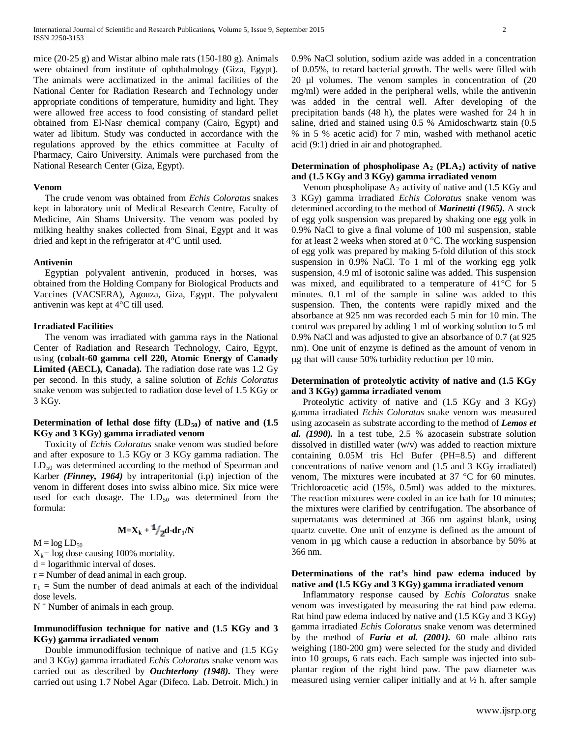mice (20-25 g) and Wistar albino male rats (150-180 g). Animals were obtained from institute of ophthalmology (Giza, Egypt). The animals were acclimatized in the animal facilities of the National Center for Radiation Research and Technology under appropriate conditions of temperature, humidity and light. They were allowed free access to food consisting of standard pellet obtained from El-Nasr chemical company (Cairo, Egypt) and water ad libitum. Study was conducted in accordance with the regulations approved by the ethics committee at Faculty of Pharmacy, Cairo University. Animals were purchased from the National Research Center (Giza, Egypt).

#### Venom

The crude venom was obtained from *Echis Coloratus* snakes kept in laboratory unit of Medical Research Centre, Faculty of Medicine, Ain Shams University. The venom was pooled by milking healthy snakes collected from Sinai, Egypt and it was dried and kept in the refrigerator at 4°C until used.

#### Antivenin

Egyptian polyvalent antivenin, produced in horses, was obtained from the Holding Company for Biological Products and Vaccines (VACSERA), Agouza, Giza, Egypt. The polyvalent antivenin was kept at 4°C till used.

#### Irradiated Facilities

The venom was irradiated with gamma rays in the National Center of Radiation and Research Technology, Cairo, Egypt, using **(cobalt-60 gamma cell 220, Atomic Energy of Canady Limited (AECL), Canada).** The radiation dose rate was 1.2 Gy per second. In this study, a saline solution of *Echis Coloratus* snake venom was subjected to radiation dose level of 1.5 KGy or 3 KGy.

#### Determination of lethal dose fifty ($LD_{50}$) of native and (1.5 KGy and 3 KGy) gamma irradiated venom

Toxicity of *Echis Coloratus* snake venom was studied before and after exposure to 1.5 KGy or 3 KGy gamma radiation. The $LD_{50}$ was determined according to the method of Spearman and Karber ***(Finney, 1964)*** by intraperitonial (i.p) injection of the venom in different doses into swiss albino mice. Six mice were used for each dosage. The $LD_{50}$ was determined from the formula:

$$M = X_k + \frac{1}{2}d - dr_1/N$$

$M = \log LD_{50}$

$X_k$ = log dose causing 100% mortality.

d = logarithmic interval of doses.

r = Number of dead animal in each group.

$r_1$ = Sum the number of dead animals at each of the individual dose levels.

N = Number of animals in each group.

#### Immunodiffusion technique for native and (1.5 KGy and 3 KGy) gamma irradiated venom

Double immunodiffusion technique of native and (1.5 KGy and 3 KGy) gamma irradiated *Echis Coloratus* snake venom was carried out as described by ***Ouchterlony (1948).*** They were carried out using 1.7 Nobel Agar (Difeco. Lab. Detroit. Mich.) in 0.9% NaCl solution, sodium azide was added in a concentration of 0.05%, to retard bacterial growth. The wells were filled with 20 µl volumes. The venom samples in concentration of (20 mg/ml) were added in the peripheral wells, while the antivenin was added in the central well. After developing of the precipitation bands (48 h), the plates were washed for 24 h in saline, dried and stained using 0.5 % Amidoschwartz stain (0.5 % in 5 % acetic acid) for 7 min, washed with methanol acetic acid (9:1) dried in air and photographed.

#### Determination of phospholipase $A_2$ ($PLA_2$) activity of native and (1.5 KGy and 3 KGy) gamma irradiated venom

Venom phospholipase $A_2$ activity of native and (1.5 KGy and 3 KGy) gamma irradiated *Echis Coloratus* snake venom was determined according to the method of ***Marinetti (1965).*** A stock of egg yolk suspension was prepared by shaking one egg yolk in 0.9% NaCl to give a final volume of 100 ml suspension, stable for at least 2 weeks when stored at 0 °C. The working suspension of egg yolk was prepared by making 5-fold dilution of this stock suspension in 0.9% NaCl. To 1 ml of the working egg yolk suspension, 4.9 ml of isotonic saline was added. This suspension was mixed, and equilibrated to a temperature of 41°C for 5 minutes. 0.1 ml of the sample in saline was added to this suspension. Then, the contents were rapidly mixed and the absorbance at 925 nm was recorded each 5 min for 10 min. The control was prepared by adding 1 ml of working solution to 5 ml 0.9% NaCl and was adjusted to give an absorbance of 0.7 (at 925 nm). One unit of enzyme is defined as the amount of venom in µg that will cause 50% turbidity reduction per 10 min.

#### Determination of proteolytic activity of native and (1.5 KGy and 3 KGy) gamma irradiated venom

Proteolytic activity of native and (1.5 KGy and 3 KGy) gamma irradiated *Echis Coloratus* snake venom was measured using azocasein as substrate according to the method of ***Lemos et al. (1990).*** In a test tube, 2.5 % azocasein substrate solution dissolved in distilled water (w/v) was added to reaction mixture containing 0.05M tris Hcl Bufer (PH=8.5) and different concentrations of native venom and (1.5 and 3 KGy irradiated) venom, The mixtures were incubated at 37 °C for 60 minutes. Trichloroacetic acid (15%, 0.5ml) was added to the mixtures. The reaction mixtures were cooled in an ice bath for 10 minutes; the mixtures were clarified by centrifugation. The absorbance of supernatants was determined at 366 nm against blank, using quartz cuvette. One unit of enzyme is defined as the amount of venom in µg which cause a reduction in absorbance by 50% at 366 nm.

#### Determinations of the rat's hind paw edema induced by native and (1.5 KGy and 3 KGy) gamma irradiated venom

Inflammatory response caused by *Echis Coloratus* snake venom was investigated by measuring the rat hind paw edema. Rat hind paw edema induced by native and (1.5 KGy and 3 KGy) gamma irradiated *Echis Coloratus* snake venom was determined by the method of ***Faria et al. (2001).*** 60 male albino rats weighing (180-200 gm) were selected for the study and divided into 10 groups, 6 rats each. Each sample was injected into sub-plantar region of the right hind paw. The paw diameter was measured using vernier caliper initially and at ½ h. after sample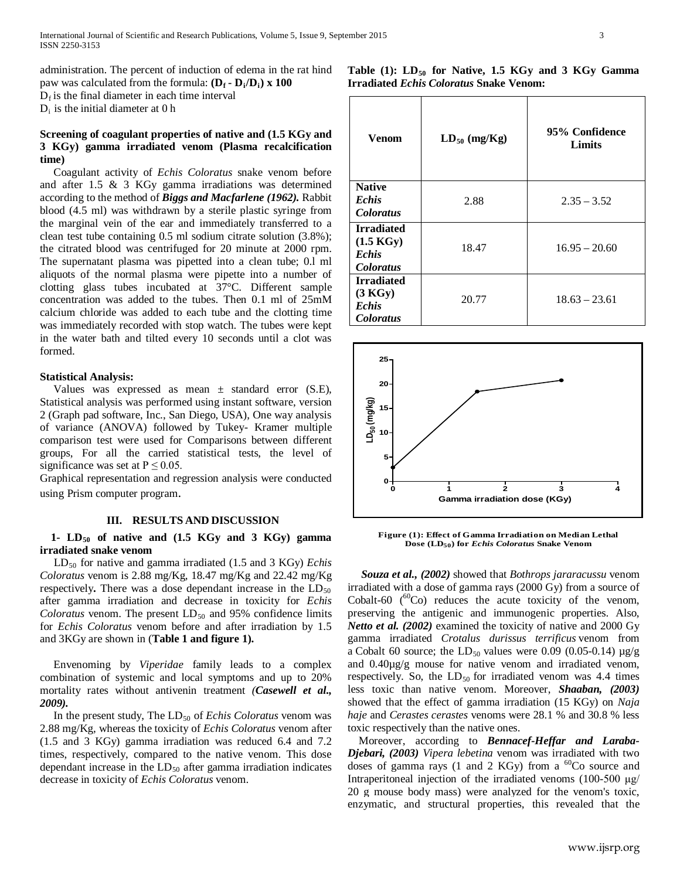administration. The percent of induction of edema in the rat hind paw was calculated from the formula: **$(D_f - D_i/D_i) \times 100$**

$D_f$ is the final diameter in each time interval

$D_i$ is the initial diameter at 0 h

**Screening of coagulant properties of native and (1.5 KGy and 3 KGy) gamma irradiated venom (Plasma recalcification time)**

Coagulant activity of *Echis Coloratus* snake venom before and after 1.5 & 3 KGy gamma irradiations was determined according to the method of ***Biggs and Macfarlene (1962).*** Rabbit blood (4.5 ml) was withdrawn by a sterile plastic syringe from the marginal vein of the ear and immediately transferred to a clean test tube containing 0.5 ml sodium citrate solution (3.8%); the citrated blood was centrifuged for 20 minute at 2000 rpm. The supernatant plasma was pipetted into a clean tube; 0.l ml aliquots of the normal plasma were pipette into a number of clotting glass tubes incubated at 37°C. Different sample concentration was added to the tubes. Then 0.1 ml of 25mM calcium chloride was added to each tube and the clotting time was immediately recorded with stop watch. The tubes were kept in the water bath and tilted every 10 seconds until a clot was formed.

**Statistical Analysis:**

Values was expressed as mean ± standard error (S.E), Statistical analysis was performed using instant software, version 2 (Graph pad software, Inc., San Diego, USA), One way analysis of variance (ANOVA) followed by Tukey- Kramer multiple comparison test were used for Comparisons between different groups, For all the carried statistical tests, the level of significance was set at $P \leq 0.05$.

Graphical representation and regression analysis were conducted using Prism computer program.

## III. RESULTS AND DISCUSSION

**1- $LD_{50}$ of native and (1.5 KGy and 3 KGy) gamma irradiated snake venom**

$LD_{50}$ for native and gamma irradiated (1.5 and 3 KGy) *Echis Coloratus* venom is 2.88 mg/Kg, 18.47 mg/Kg and 22.42 mg/Kg respectively**.** There was a dose dependant increase in the $LD_{50}$ after gamma irradiation and decrease in toxicity for *Echis Coloratus* venom. The present $LD_{50}$ and 95% confidence limits for *Echis Coloratus* venom before and after irradiation by 1.5 and 3KGy are shown in (**Table 1 and figure 1).**

Envenoming by *Viperidae* family leads to a complex combination of systemic and local symptoms and up to 20% mortality rates without antivenin treatment *(**Casewell et al., 2009).***

In the present study, The $LD_{50}$ of *Echis Coloratus* venom was 2.88 mg/Kg, whereas the toxicity of *Echis Coloratus* venom after (1.5 and 3 KGy) gamma irradiation was reduced 6.4 and 7.2 times, respectively, compared to the native venom. This dose dependant increase in the $LD_{50}$ after gamma irradiation indicates decrease in toxicity of *Echis Coloratus* venom.

**Table (1): $LD_{50}$ for Native, 1.5 KGy and 3 KGy Gamma Irradiated *Echis Coloratus* Snake Venom:**

| Venom | $LD_{50}$ (mg/Kg) | 95% Confidence Limits |
|---|---|---|
| **Native *Echis Coloratus*** | 2.88 | 2.35 – 3.52 |
| **Irradiated (1.5 KGy) *Echis Coloratus*** | 18.47 | 16.95 – 20.60 |
| **Irradiated (3 KGy) *Echis Coloratus*** | 20.77 | 18.63 – 23.61 |

**Figure (1): Effect of Gamma Irradiation on Median Lethal Dose ($LD_{50}$) for *Echis Coloratus* Snake Venom**

***Souza et al., (2002)*** showed that *Bothrops jararacussu* venom irradiated with a dose of gamma rays (2000 Gy) from a source of Cobalt-60 ($^{60}Co$) reduces the acute toxicity of the venom, preserving the antigenic and immunogenic properties. Also, ***Netto et al. (2002)*** examined the toxicity of native and 2000 Gy gamma irradiated *Crotalus durissus terrificus* venom from a Cobalt 60 source; the $LD_{50}$ values were 0.09 (0.05-0.14) µg/g and 0.40µg/g mouse for native venom and irradiated venom, respectively. So, the $LD_{50}$ for irradiated venom was 4.4 times less toxic than native venom. Moreover, ***Shaaban, (2003)*** showed that the effect of gamma irradiation (15 KGy) on *Naja haje* and *Cerastes cerastes* venoms were 28.1 % and 30.8 % less toxic respectively than the native ones.

Moreover, according to ***Bennacef-Heffar and Laraba-Djebari, (2003)*** *Vipera lebetina* venom was irradiated with two doses of gamma rays (1 and 2 KGy) from a $^{60}Co$ source and Intraperitoneal injection of the irradiated venoms (100-500 µg/ 20 g mouse body mass) were analyzed for the venom's toxic, enzymatic, and structural properties, this revealed that the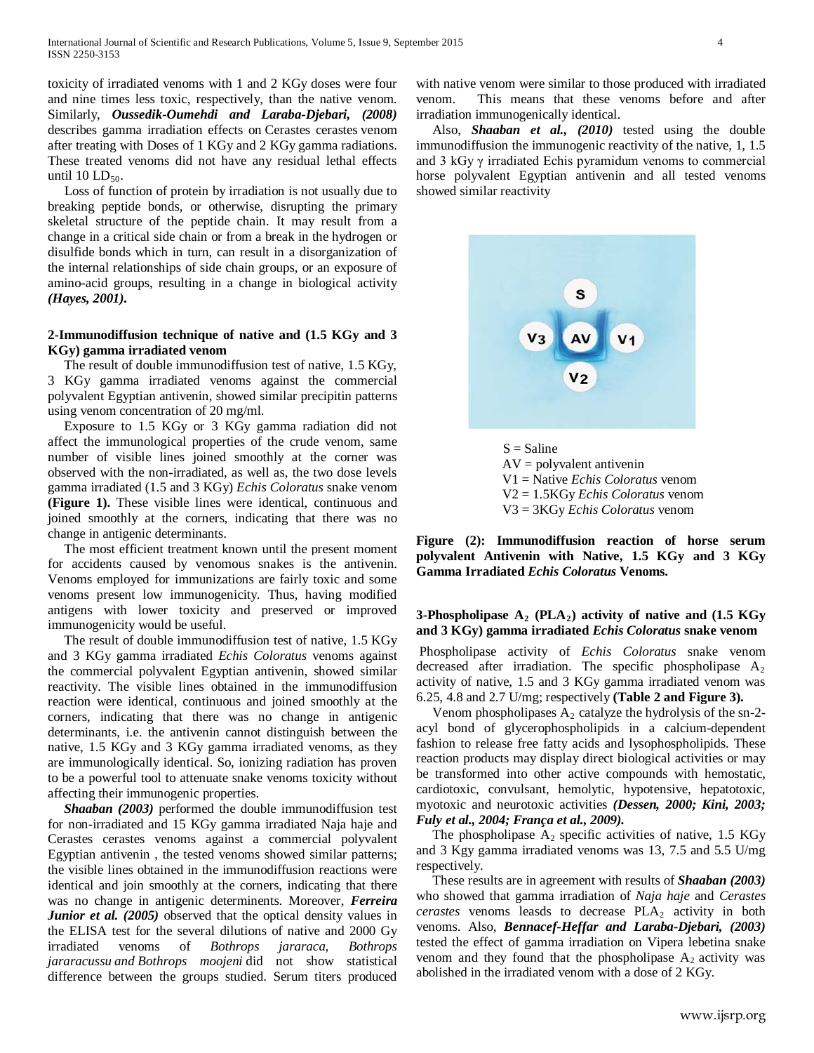toxicity of irradiated venoms with 1 and 2 KGy doses were four and nine times less toxic, respectively, than the native venom. Similarly, ***Oussedik-Oumehdi and Laraba-Djebari, (2008)*** describes gamma irradiation effects on Cerastes cerastes venom after treating with Doses of 1 KGy and 2 KGy gamma radiations. These treated venoms did not have any residual lethal effects until 10 $LD_{50}$.

Loss of function of protein by irradiation is not usually due to breaking peptide bonds, or otherwise, disrupting the primary skeletal structure of the peptide chain. It may result from a change in a critical side chain or from a break in the hydrogen or disulfide bonds which in turn, can result in a disorganization of the internal relationships of side chain groups, or an exposure of amino-acid groups, resulting in a change in biological activity ***(Hayes, 2001).***

### 2-Immunodiffusion technique of native and (1.5 KGy and 3 KGy) gamma irradiated venom

The result of double immunodiffusion test of native, 1.5 KGy, 3 KGy gamma irradiated venoms against the commercial polyvalent Egyptian antivenin, showed similar precipitin patterns using venom concentration of 20 mg/ml.

Exposure to 1.5 KGy or 3 KGy gamma radiation did not affect the immunological properties of the crude venom, same number of visible lines joined smoothly at the corner was observed with the non-irradiated, as well as, the two dose levels gamma irradiated (1.5 and 3 KGy) *Echis Coloratus* snake venom **(Figure 1).** These visible lines were identical, continuous and joined smoothly at the corners, indicating that there was no change in antigenic determinants.

The most efficient treatment known until the present moment for accidents caused by venomous snakes is the antivenin. Venoms employed for immunizations are fairly toxic and some venoms present low immunogenicity. Thus, having modified antigens with lower toxicity and preserved or improved immunogenicity would be useful.

The result of double immunodiffusion test of native, 1.5 KGy and 3 KGy gamma irradiated *Echis Coloratus* venoms against the commercial polyvalent Egyptian antivenin, showed similar reactivity. The visible lines obtained in the immunodiffusion reaction were identical, continuous and joined smoothly at the corners, indicating that there was no change in antigenic determinants, i.e. the antivenin cannot distinguish between the native, 1.5 KGy and 3 KGy gamma irradiated venoms, as they are immunologically identical. So, ionizing radiation has proven to be a powerful tool to attenuate snake venoms toxicity without affecting their immunogenic properties.

***Shaaban (2003)*** performed the double immunodiffusion test for non-irradiated and 15 KGy gamma irradiated Naja haje and Cerastes cerastes venoms against a commercial polyvalent Egyptian antivenin , the tested venoms showed similar patterns; the visible lines obtained in the immunodiffusion reactions were identical and join smoothly at the corners, indicating that there was no change in antigenic determinents. Moreover, ***Ferreira Junior et al. (2005)*** observed that the optical density values in the ELISA test for the several dilutions of native and 2000 Gy irradiated venoms of *Bothrops jararaca, Bothrops jararacussu and Bothrops moojeni* did not show statistical difference between the groups studied. Serum titers produced with native venom were similar to those produced with irradiated venom. This means that these venoms before and after irradiation immunogenically identical.

Also, ***Shaaban et al., (2010)*** tested using the double immunodiffusion the immunogenic reactivity of the native, 1, 1.5 and 3 kGy $\gamma$ irradiated Echis pyramidum venoms to commercial horse polyvalent Egyptian antivenin and all tested venoms showed similar reactivity

S = Saline
AV = polyvalent antivenin
V1 = Native *Echis Coloratus* venom
V2 = 1.5KGy *Echis Coloratus* venom
V3 = 3KGy *Echis Coloratus* venom

**Figure (2): Immunodiffusion reaction of horse serum polyvalent Antivenin with Native, 1.5 KGy and 3 KGy Gamma Irradiated *Echis Coloratus* Venoms.**

### 3-Phospholipase $A_2$ ($PLA_2$) activity of native and (1.5 KGy and 3 KGy) gamma irradiated *Echis Coloratus* snake venom

Phospholipase activity of *Echis Coloratus* snake venom decreased after irradiation. The specific phospholipase $A_2$ activity of native, 1.5 and 3 KGy gamma irradiated venom was 6.25, 4.8 and 2.7 U/mg; respectively **(Table 2 and Figure 3).**

Venom phospholipases $A_2$ catalyze the hydrolysis of the sn-2-acyl bond of glycerophospholipids in a calcium-dependent fashion to release free fatty acids and lysophospholipids. These reaction products may display direct biological activities or may be transformed into other active compounds with hemostatic, cardiotoxic, convulsant, hemolytic, hypotensive, hepatotoxic, myotoxic and neurotoxic activities ***(Dessen, 2000; Kini, 2003; Fuly et al., 2004; França et al., 2009).***

The phospholipase $A_2$ specific activities of native, 1.5 KGy and 3 Kgy gamma irradiated venoms was 13, 7.5 and 5.5 U/mg respectively.

These results are in agreement with results of ***Shaaban (2003)*** who showed that gamma irradiation of *Naja haje* and *Cerastes cerastes* venoms leasds to decrease $PLA_2$ activity in both venoms. Also, ***Bennacef-Heffar and Laraba-Djebari, (2003)*** tested the effect of gamma irradiation on Vipera lebetina snake venom and they found that the phospholipase $A_2$ activity was abolished in the irradiated venom with a dose of 2 KGy.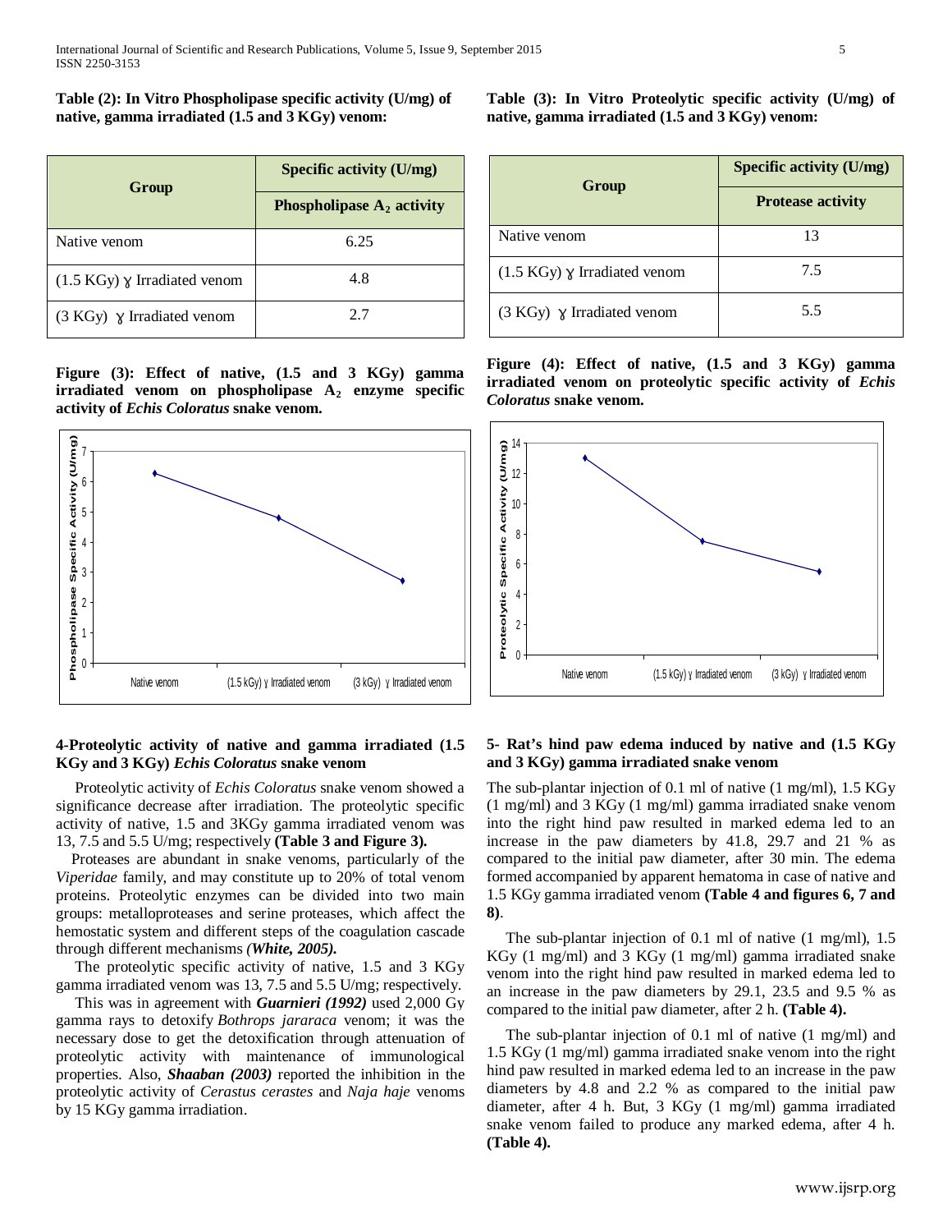**Table (2): In Vitro Phospholipase specific activity (U/mg) of native, gamma irradiated (1.5 and 3 KGy) venom:**

| Group | Specific activity (U/mg) |
|---|---|
| | Phospholipase $A_2$ activity |
| Native venom | 6.25 |
| (1.5 KGy) ɣ Irradiated venom | 4.8 |
| (3 KGy) ɣ Irradiated venom | 2.7 |

**Figure (3): Effect of native, (1.5 and 3 KGy) gamma irradiated venom on phospholipase $A_2$ enzyme specific activity of *Echis Coloratus* snake venom.**

**Table (3): In Vitro Proteolytic specific activity (U/mg) of native, gamma irradiated (1.5 and 3 KGy) venom:**

| Group | Specific activity (U/mg) |
|---|---|
| | Protease activity |
| Native venom | 13 |
| (1.5 KGy) ɣ Irradiated venom | 7.5 |
| (3 KGy) ɣ Irradiated venom | 5.5 |

**Figure (4): Effect of native, (1.5 and 3 KGy) gamma irradiated venom on proteolytic specific activity of *Echis Coloratus* snake venom.**

### 4-Proteolytic activity of native and gamma irradiated (1.5 KGy and 3 KGy) *Echis Coloratus* snake venom

Proteolytic activity of *Echis Coloratus* snake venom showed a significance decrease after irradiation. The proteolytic specific activity of native, 1.5 and 3KGy gamma irradiated venom was 13, 7.5 and 5.5 U/mg; respectively **(Table 3 and Figure 3).**

Proteases are abundant in snake venoms, particularly of the *Viperidae* family, and may constitute up to 20% of total venom proteins. Proteolytic enzymes can be divided into two main groups: metalloproteases and serine proteases, which affect the hemostatic system and different steps of the coagulation cascade through different mechanisms ***(White, 2005).***

The proteolytic specific activity of native, 1.5 and 3 KGy gamma irradiated venom was 13, 7.5 and 5.5 U/mg; respectively.

This was in agreement with ***Guarnieri (1992)*** used 2,000 Gy gamma rays to detoxify *Bothrops jararaca* venom; it was the necessary dose to get the detoxification through attenuation of proteolytic activity with maintenance of immunological properties. Also, ***Shaaban (2003)*** reported the inhibition in the proteolytic activity of *Cerastus cerastes* and *Naja haje* venoms by 15 KGy gamma irradiation.

### 5- Rat's hind paw edema induced by native and (1.5 KGy and 3 KGy) gamma irradiated snake venom

The sub-plantar injection of 0.1 ml of native (1 mg/ml), 1.5 KGy (1 mg/ml) and 3 KGy (1 mg/ml) gamma irradiated snake venom into the right hind paw resulted in marked edema led to an increase in the paw diameters by 41.8, 29.7 and 21 % as compared to the initial paw diameter, after 30 min. The edema formed accompanied by apparent hematoma in case of native and 1.5 KGy gamma irradiated venom **(Table 4 and figures 6, 7 and 8)**.

The sub-plantar injection of 0.1 ml of native (1 mg/ml), 1.5 KGy (1 mg/ml) and 3 KGy (1 mg/ml) gamma irradiated snake venom into the right hind paw resulted in marked edema led to an increase in the paw diameters by 29.1, 23.5 and 9.5 % as compared to the initial paw diameter, after 2 h. **(Table 4).**

The sub-plantar injection of 0.1 ml of native (1 mg/ml) and 1.5 KGy (1 mg/ml) gamma irradiated snake venom into the right hind paw resulted in marked edema led to an increase in the paw diameters by 4.8 and 2.2 % as compared to the initial paw diameter, after 4 h. But, 3 KGy (1 mg/ml) gamma irradiated snake venom failed to produce any marked edema, after 4 h. **(Table 4).**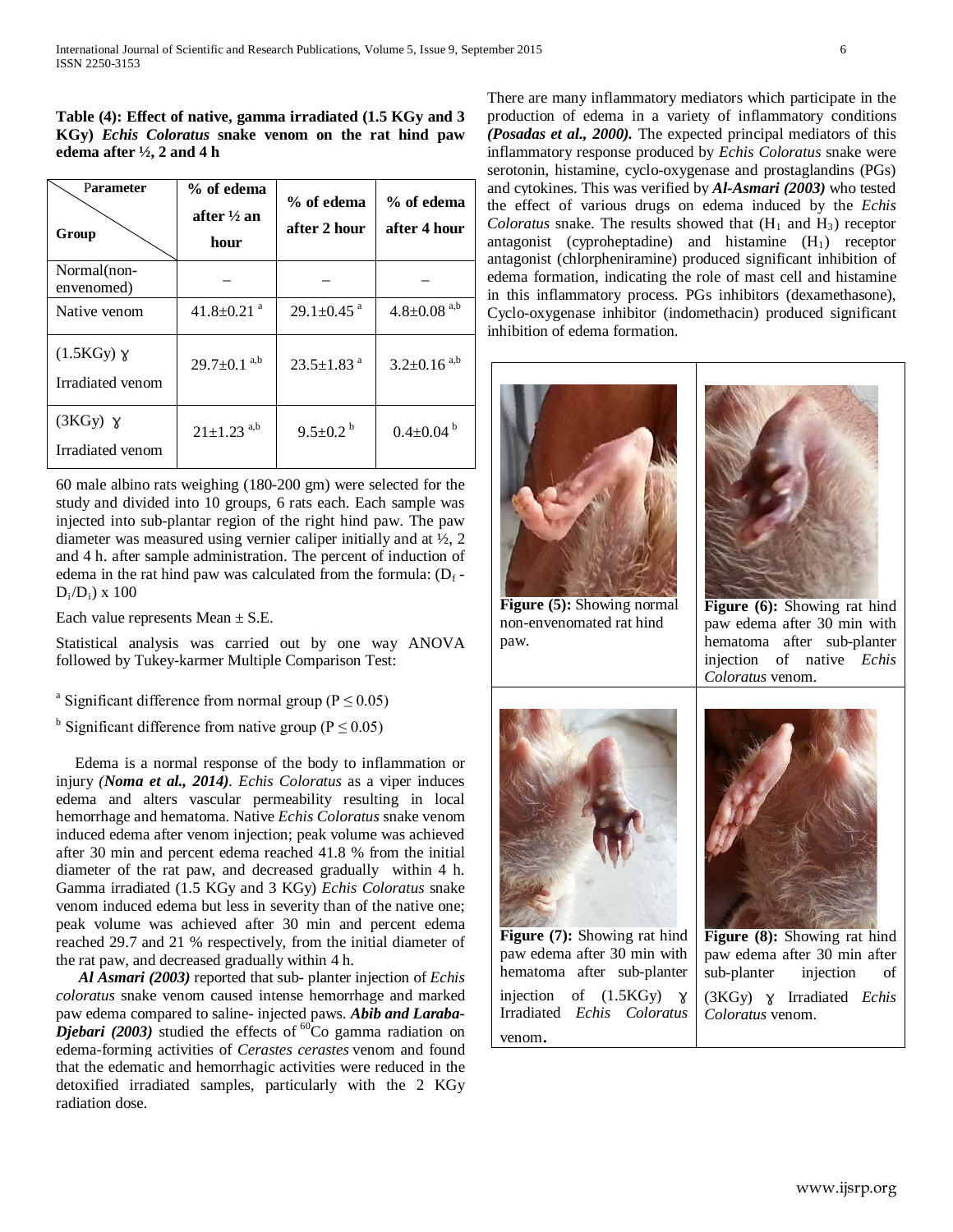**Table (4): Effect of native, gamma irradiated (1.5 KGy and 3 KGy) *Echis Coloratus* snake venom on the rat hind paw edema after ½, 2 and 4 h**

| Parameter / Group | % of edema after ½ an hour | % of edema after 2 hour | % of edema after 4 hour |
|---|---|---|---|
| Normal(non-envenomed) | – | – | – |
| Native venom | 41.8±0.21 [a] | 29.1±0.45 [a] | 4.8±0.08 [a,b] |
| (1.5KGy) ɣ Irradiated venom | 29.7±0.1 [a,b] | 23.5±1.83 [a] | 3.2±0.16 [a,b] |
| (3KGy) ɣ Irradiated venom | 21±1.23 [a,b] | 9.5±0.2 [b] | 0.4±0.04 [b] |

60 male albino rats weighing (180-200 gm) were selected for the study and divided into 10 groups, 6 rats each. Each sample was injected into sub-plantar region of the right hind paw. The paw diameter was measured using vernier caliper initially and at ½, 2 and 4 h. after sample administration. The percent of induction of edema in the rat hind paw was calculated from the formula: $(D_f - D_i/D_i) \times 100$

Each value represents Mean ± S.E.

Statistical analysis was carried out by one way ANOVA followed by Tukey-karmer Multiple Comparison Test:

[a] Significant difference from normal group ($P \leq 0.05$)

[b] Significant difference from native group ($P \leq 0.05$)

Edema is a normal response of the body to inflammation or injury *(**Noma et al., 2014**)*. *Echis Coloratus* as a viper induces edema and alters vascular permeability resulting in local hemorrhage and hematoma. Native *Echis Coloratus* snake venom induced edema after venom injection; peak volume was achieved after 30 min and percent edema reached 41.8 % from the initial diameter of the rat paw, and decreased gradually within 4 h. Gamma irradiated (1.5 KGy and 3 KGy) *Echis Coloratus* snake venom induced edema but less in severity than of the native one; peak volume was achieved after 30 min and percent edema reached 29.7 and 21 % respectively, from the initial diameter of the rat paw, and decreased gradually within 4 h.

***Al Asmari (2003)*** reported that sub- planter injection of *Echis coloratus* snake venom caused intense hemorrhage and marked paw edema compared to saline- injected paws. ***Abib and Laraba-Djebari (2003)*** studied the effects of $^{60}$Co gamma radiation on edema-forming activities of *Cerastes cerastes* venom and found that the edematic and hemorrhagic activities were reduced in the detoxified irradiated samples, particularly with the 2 KGy radiation dose.

There are many inflammatory mediators which participate in the production of edema in a variety of inflammatory conditions *(**Posadas et al., 2000**)*. The expected principal mediators of this inflammatory response produced by *Echis Coloratus* snake were serotonin, histamine, cyclo-oxygenase and prostaglandins (PGs) and cytokines. This was verified by ***Al-Asmari (2003)*** who tested the effect of various drugs on edema induced by the *Echis Coloratus* snake. The results showed that ($H_1$ and $H_3$) receptor antagonist (cyproheptadine) and histamine ($H_1$) receptor antagonist (chlorpheniramine) produced significant inhibition of edema formation, indicating the role of mast cell and histamine in this inflammatory process. PGs inhibitors (dexamethasone), Cyclo-oxygenase inhibitor (indomethacin) produced significant inhibition of edema formation.

**Figure (5):** Showing normal non-envenomated rat hind paw.

**Figure (6):** Showing rat hind paw edema after 30 min with hematoma after sub-planter injection of native *Echis Coloratus* venom.

**Figure (7):** Showing rat hind paw edema after 30 min with hematoma after sub-planter injection of (1.5KGy) ɣ Irradiated *Echis Coloratus* venom.

**Figure (8):** Showing rat hind paw edema after 30 min after sub-planter injection of (3KGy) ɣ Irradiated *Echis Coloratus* venom.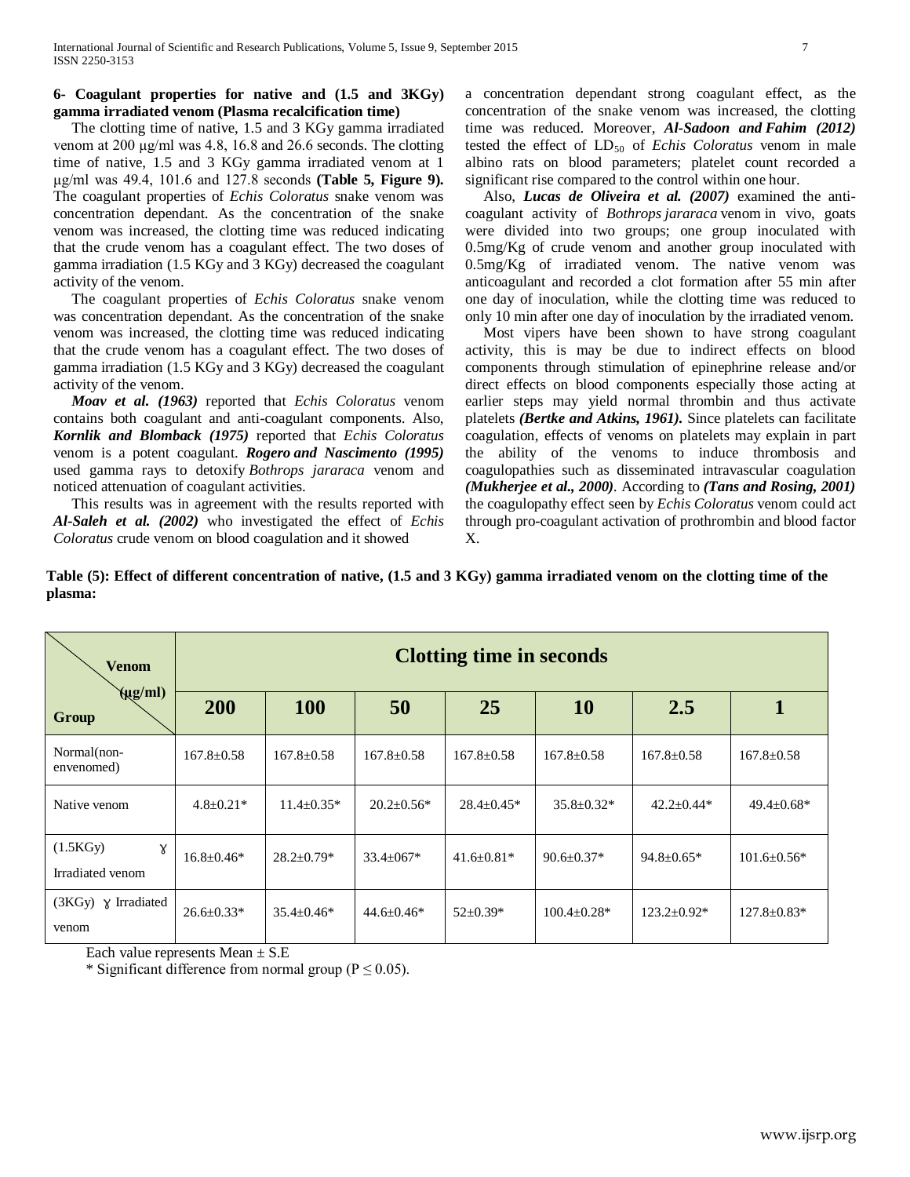**6- Coagulant properties for native and (1.5 and 3KGy) gamma irradiated venom (Plasma recalcification time)**

The clotting time of native, 1.5 and 3 KGy gamma irradiated venom at 200 µg/ml was 4.8, 16.8 and 26.6 seconds. The clotting time of native, 1.5 and 3 KGy gamma irradiated venom at 1 µg/ml was 49.4, 101.6 and 127.8 seconds **(Table 5, Figure 9).** The coagulant properties of *Echis Coloratus* snake venom was concentration dependant. As the concentration of the snake venom was increased, the clotting time was reduced indicating that the crude venom has a coagulant effect. The two doses of gamma irradiation (1.5 KGy and 3 KGy) decreased the coagulant activity of the venom.

The coagulant properties of *Echis Coloratus* snake venom was concentration dependant. As the concentration of the snake venom was increased, the clotting time was reduced indicating that the crude venom has a coagulant effect. The two doses of gamma irradiation (1.5 KGy and 3 KGy) decreased the coagulant activity of the venom.

***Moav et al. (1963)*** reported that *Echis Coloratus* venom contains both coagulant and anti-coagulant components. Also, ***Kornlik and Blomback (1975)*** reported that *Echis Coloratus* venom is a potent coagulant. ***Rogero and Nascimento (1995)*** used gamma rays to detoxify *Bothrops jararaca* venom and noticed attenuation of coagulant activities.

This results was in agreement with the results reported with ***Al-Saleh et al. (2002)*** who investigated the effect of *Echis Coloratus* crude venom on blood coagulation and it showed a concentration dependant strong coagulant effect, as the concentration of the snake venom was increased, the clotting time was reduced. Moreover, ***Al-Sadoon and Fahim (2012)*** tested the effect of $LD_{50}$ of *Echis Coloratus* venom in male albino rats on blood parameters; platelet count recorded a significant rise compared to the control within one hour.

Also, ***Lucas de Oliveira et al. (2007)*** examined the anti-coagulant activity of *Bothrops jararaca* venom in vivo, goats were divided into two groups; one group inoculated with 0.5mg/Kg of crude venom and another group inoculated with 0.5mg/Kg of irradiated venom. The native venom was anticoagulant and recorded a clot formation after 55 min after one day of inoculation, while the clotting time was reduced to only 10 min after one day of inoculation by the irradiated venom.

Most vipers have been shown to have strong coagulant activity, this is may be due to indirect effects on blood components through stimulation of epinephrine release and/or direct effects on blood components especially those acting at earlier steps may yield normal thrombin and thus activate platelets ***(Bertke and Atkins, 1961).*** Since platelets can facilitate coagulation, effects of venoms on platelets may explain in part the ability of the venoms to induce thrombosis and coagulopathies such as disseminated intravascular coagulation ***(Mukherjee et al., 2000)***. According to ***(Tans and Rosing, 2001)*** the coagulopathy effect seen by *Echis Coloratus* venom could act through pro-coagulant activation of prothrombin and blood factor X.

**Table (5): Effect of different concentration of native, (1.5 and 3 KGy) gamma irradiated venom on the clotting time of the plasma:**

| Group \ Venom (µg/ml) | Clotting time in seconds | | | | | | |
|---|---|---|---|---|---|---|---|
| | **200** | **100** | **50** | **25** | **10** | **2.5** | **1** |
| Normal(non-envenomed) | 167.8±0.58 | 167.8±0.58 | 167.8±0.58 | 167.8±0.58 | 167.8±0.58 | 167.8±0.58 | 167.8±0.58 |
| Native venom | 4.8±0.21* | 11.4±0.35* | 20.2±0.56* | 28.4±0.45* | 35.8±0.32* | 42.2±0.44* | 49.4±0.68* |
| (1.5KGy) ɣ Irradiated venom | 16.8±0.46* | 28.2±0.79* | 33.4±067* | 41.6±0.81* | 90.6±0.37* | 94.8±0.65* | 101.6±0.56* |
| (3KGy) ɣ Irradiated venom | 26.6±0.33* | 35.4±0.46* | 44.6±0.46* | 52±0.39* | 100.4±0.28* | 123.2±0.92* | 127.8±0.83* |

Each value represents Mean ± S.E

* Significant difference from normal group ($P \leq 0.05$).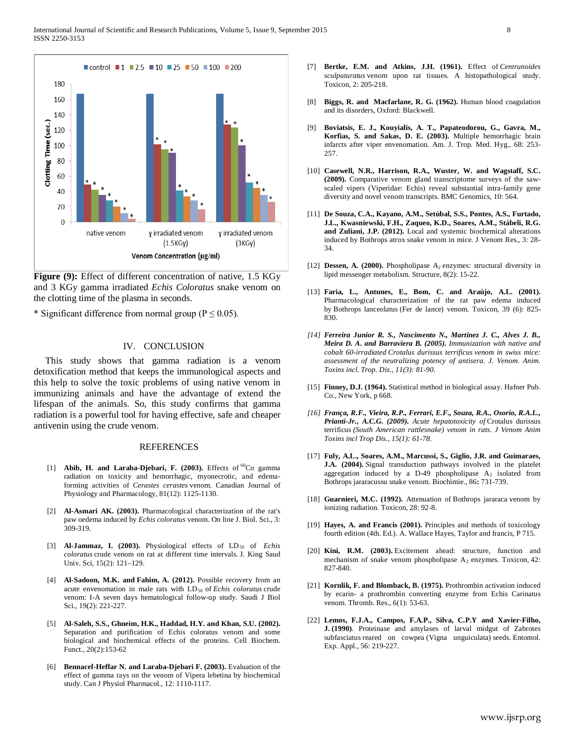**Figure (9):** Effect of different concentration of native, 1.5 KGy and 3 KGy gamma irradiated *Echis Coloratus* snake venom on the clotting time of the plasma in seconds.

* Significant difference from normal group ($P \leq 0.05$).

## IV. CONCLUSION

This study shows that gamma radiation is a venom detoxification method that keeps the immunological aspects and this help to solve the toxic problems of using native venom in immunizing animals and have the advantage of extend the lifespan of the animals. So, this study confirms that gamma radiation is a powerful tool for having effective, safe and cheaper antivenin using the crude venom.

## REFERENCES

[1] **Abib, H. and Laraba-Djebari, F. (2003).** Effects of $^{60}$Co gamma radiation on toxicity and hemorrhagic, myonecrotic, and edema-forming activities of *Cerastes cerastes* venom. Canadian Journal of Physiology and Pharmacology, 81(12): 1125-1130.

[2] **Al-Asmari AK. (2003).** Pharmacological characterization of the rat's paw oedema induced by *Echis coloratus* venom. On line J. Biol. Sci., 3: 309-319.

[3] **Al-Jammaz, I. (2003).** Physiological effects of $LD_{50}$ of *Echis coloratus* crude venom on rat at different time intervals. J. King Saud Univ. Sci, 15(2): 121–129.

[4] **Al-Sadoon, M.K. and Fahim, A. (2012).** Possible recovery from an acute envenomation in male rats with $LD_{50}$ of *Echis coloratus* crude venom: I-A seven days hematological follow-up study. Saudi J Biol Sci., 19(2): 221-227.

[5] **Al-Saleh, S.S., Ghneim, H.K., Haddad, H.Y. and Khan, S.U. (2002).** Separation and purification of Echis coloratus venom and some biological and biochemical effects of the proteins. Cell Biochem. Funct., 20(2):153-62

[6] **Bennacef-Heffar N. and Laraba-Djebari F. (2003).** Evaluation of the effect of gamma rays on the venom of Vipera lebetina by biochemical study. Can J Physiol Pharmacol., 12: 1110-1117.

[7] **Bertke, E.M. and Atkins, J.H. (1961).** Effect of *Centrunoides sculputuratus* venom upon rat tissues. A histopathological study. Toxicon, 2: 205-218.

[8] **Biggs, R. and Macfarlane, R. G. (1962).** Human blood coagulation and its disorders, Oxford: Blackwell.

[9] **Boviatsis, E. J., Kouyialis, A. T., Papateodorou, G., Gavra, M., Korfias, S. and Sakas, D. E. (2003).** Multiple hemorrhagic brain infarcts after viper envenomation. Am. J. Trop. Med. Hyg., 68: 253-257.

[10] **Casewell, N.R., Harrison, R.A., Wuster, W. and Wagstaff, S.C. (2009).** Comparative venom gland transcriptome surveys of the saw-scaled vipers (Viperidae: Echis) reveal substantial intra-family gene diversity and novel venom transcripts. BMC Genomics, 10: 564.

[11] **De Souza, C.A., Kayano, A.M., Setúbal, S.S., Pontes, A.S., Furtado, J.L., Kwasniewski, F.H., Zaqueo, K.D., Soares, A.M., Stábeli, R.G. and Zuliani, J.P. (2012).** Local and systemic biochemical alterations induced by Bothrops atrox snake venom in mice. J Venom Res., 3: 28-34.

[12] **Dessen, A. (2000).** Phospholipase $A_2$ enzymes: structural diversity in lipid messenger metabolism. Structure, 8(2): 15-22.

[13] **Faria, L., Antunes, E., Bom, C. and Araújo, A.L. (2001).** Pharmacological characterization of the rat paw edema induced by Bothrops lanceolatus (Fer de lance) venom. Toxicon, 39 (6): 825-830.

*[14] **Ferreira Junior R. S., Nascimento N., Martinez J. C., Alves J. B., Meira D. A. and Barraviera B. (2005).** Immunization with native and cobalt 60-irradiated Crotalus durissus terrificus venom in swiss mice: assessment of the neutralizing potency of antisera. J. Venom. Anim. Toxins incl. Trop. Dis., 11(3): 81-90.*

[15] **Finney, D.J. (1964).** Statistical method in biological assay. Hafner Pub. Co., New York, p 668.

*[16] **França, R.F., Vieira, R.P., Ferrari, E.F., Souza, R.A., Osorio, R.A.L., Prianti-Jr., A.C.G. (2009).** Acute hepatotoxicity of* Crotalus durissus terrificus *(South American rattlesnake) venom in rats. J Venom Anim Toxins incl Trop Dis., 15(1): 61-78.*

[17] **Fuly, A.L., Soares, A.M., Marcussi, S., Giglio, J.R. and Guimaraes, J.A. (2004).** Signal transduction pathways involved in the platelet aggregation induced by a D-49 phospholipase $A_2$ isolated from Bothrops jararacussu snake venom. Biochimie., 86**:** 731-739.

[18] **Guarnieri, M.C. (1992).** Attenuation of Bothrops jararaca venom by ionizing radiation. Toxicon, 28: 92-8.

[19] **Hayes, A. and Francis (2001).** Principles and methods of toxicology fourth edition (4th. Ed.). A. Wallace Hayes, Taylor and francis, P 715.

[20] **Kini, R.M. (2003).** Excitement ahead: structure, function and mechanism of snake venom phospholipase $A_2$ enzymes. Toxicon, 42: 827-840.

[21] **Kornlik, F. and Blomback, B. (1975).** Prothrombin activation induced by ecarin- a prothrombin converting enzyme from Echis Carinatus venom. Thromb. Res., 6(1): 53-63.

[22] **Lemos, F.J.A., Campos, F.A.P., Silva, C.P.Y and Xavier-Filho, J. (1990)**. Proteinase and amylases of larval midgut of Zabrotes subfasciatus reared on cowpea (Vigna unguiculata) seeds. Entomol. Exp. Appl., 56: 219-227.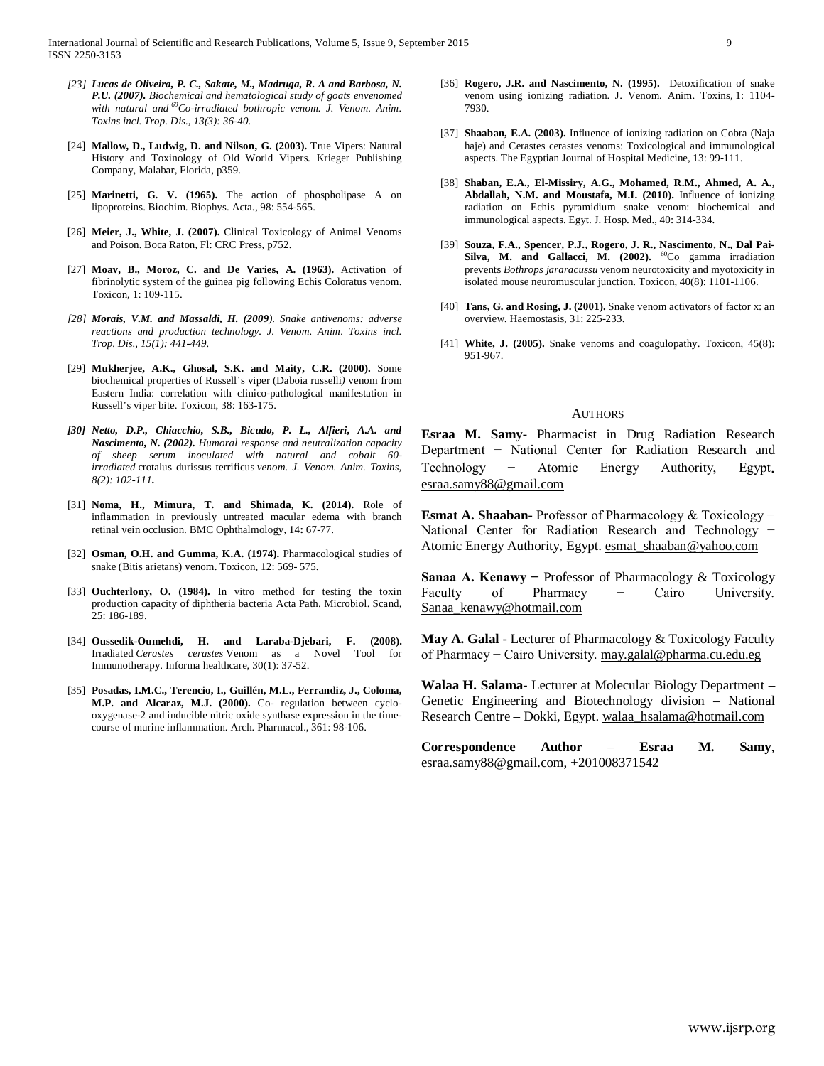*[23] **Lucas de Oliveira, P. C., Sakate, M., Madruga, R. A and Barbosa, N. P.U. (2007).** Biochemical and hematological study of goats envenomed with natural and $^{60}$Co-irradiated bothropic venom. J. Venom. Anim. Toxins incl. Trop. Dis., 13(3): 36-40.*

[24] **Mallow, D., Ludwig, D. and Nilson, G. (2003).** True Vipers: Natural History and Toxinology of Old World Vipers. Krieger Publishing Company, Malabar, Florida, p359.

[25] **Marinetti, G. V. (1965).** The action of phospholipase A on lipoproteins. Biochim. Biophys. Acta., 98: 554-565.

[26] **Meier, J., White, J. (2007).** Clinical Toxicology of Animal Venoms and Poison. Boca Raton, Fl: CRC Press, p752.

[27] **Moav, B., Moroz, C. and De Varies, A. (1963).** Activation of fibrinolytic system of the guinea pig following Echis Coloratus venom. Toxicon, 1: 109-115.

*[28] **Morais, V.M. and Massaldi, H. (2009**). Snake antivenoms: adverse reactions and production technology. J. Venom. Anim. Toxins incl. Trop. Dis., 15(1): 441-449.*

[29] **Mukherjee, A.K., Ghosal, S.K. and Maity, C.R. (2000).** Some biochemical properties of Russell's viper (Daboia russelli*)* venom from Eastern India: correlation with clinico-pathological manifestation in Russell's viper bite. Toxicon, 38: 163-175.

*[30] **Netto, D.P., Chiacchio, S.B., Bicudo, P. L., Alfieri, A.A. and Nascimento, N. (2002).** Humoral response and neutralization capacity of sheep serum inoculated with natural and cobalt 60-irradiated* crotalus durissus terrificus *venom. J. Venom. Anim. Toxins, 8(2): 102-111**.***

[31] **Noma**, **H., Mimura**, **T. and Shimada**, **K. (2014).** Role of inflammation in previously untreated macular edema with branch retinal vein occlusion. BMC Ophthalmology, 14**:** 67-77.

[32] **Osman, O.H. and Gumma, K.A. (1974).** Pharmacological studies of snake (Bitis arietans) venom. Toxicon, 12: 569- 575.

[33] **Ouchterlony, O. (1984).** In vitro method for testing the toxin production capacity of diphtheria bacteria Acta Path. Microbiol. Scand, 25: 186-189.

[34] **Oussedik-Oumehdi, H. and Laraba-Djebari, F. (2008).** Irradiated *Cerastes cerastes* Venom as a Novel Tool for Immunotherapy. Informa healthcare, 30(1): 37-52.

[35] **Posadas, I.M.C., Terencio, I., Guillén, M.L., Ferrandiz, J., Coloma, M.P. and Alcaraz, M.J. (2000).** Co- regulation between cyclo-oxygenase-2 and inducible nitric oxide synthase expression in the time-course of murine inflammation. Arch. Pharmacol., 361: 98-106.

[36] **Rogero, J.R. and Nascimento, N. (1995).** Detoxification of snake venom using ionizing radiation. J. Venom. Anim. Toxins, 1: 1104-7930.

[37] **Shaaban, E.A. (2003).** Influence of ionizing radiation on Cobra (Naja haje) and Cerastes cerastes venoms: Toxicological and immunological aspects. The Egyptian Journal of Hospital Medicine, 13: 99-111.

[38] **Shaban, E.A., El-Missiry, A.G., Mohamed, R.M., Ahmed, A. A., Abdallah, N.M. and Moustafa, M.I. (2010).** Influence of ionizing radiation on Echis pyramidium snake venom: biochemical and immunological aspects. Egyt. J. Hosp. Med., 40: 314-334.

[39] **Souza, F.A., Spencer, P.J., Rogero, J. R., Nascimento, N., Dal Pai-Silva, M. and Gallacci, M. (2002).** $^{60}$Co gamma irradiation prevents *Bothrops jararacussu* venom neurotoxicity and myotoxicity in isolated mouse neuromuscular junction. Toxicon, 40(8): 1101-1106.

[40] **Tans, G. and Rosing, J. (2001).** Snake venom activators of factor x: an overview. Haemostasis, 31: 225-233.

[41] **White, J. (2005).** Snake venoms and coagulopathy. Toxicon, 45(8): 951-967.

## AUTHORS

**Esraa M. Samy-** Pharmacist in Drug Radiation Research Department − National Center for Radiation Research and Technology − Atomic Energy Authority, Egypt. esraa.samy88@gmail.com

**Esmat A. Shaaban-** Professor of Pharmacology & Toxicology − National Center for Radiation Research and Technology − Atomic Energy Authority, Egypt. esmat_shaaban@yahoo.com

**Sanaa A. Kenawy −** Professor of Pharmacology & Toxicology Faculty of Pharmacy − Cairo University. Sanaa_kenawy@hotmail.com

**May A. Galal** - Lecturer of Pharmacology & Toxicology Faculty of Pharmacy − Cairo University. may.galal@pharma.cu.edu.eg

**Walaa H. Salama**- Lecturer at Molecular Biology Department – Genetic Engineering and Biotechnology division – National Research Centre – Dokki, Egypt. walaa_hsalama@hotmail.com

**Correspondence Author** – **Esraa M. Samy**, esraa.samy88@gmail.com, +201008371542